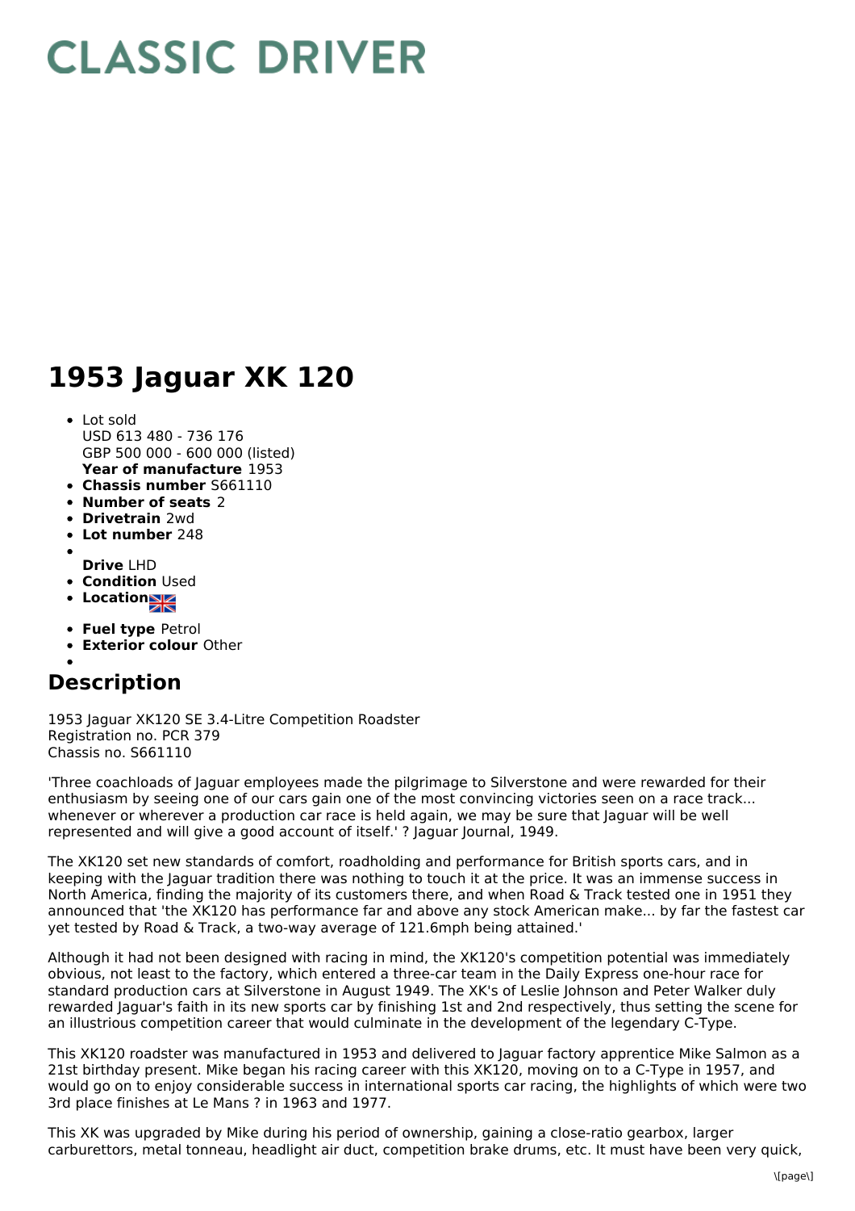# CLASSIC DRIVER

# 1953 Jaguar XK 120

- Lot sold
  USD 613 480 - 736 176
  GBP 500 000 - 600 000 (listed)
  **Year of manufacture** 1953
- **Chassis number** S661110
- **Number of seats** 2
- **Drivetrain** 2wd
- **Lot number** 248
- **Drive** LHD
- **Condition** Used
- **Location**
- **Fuel type** Petrol
- **Exterior colour** Other

## Description

1953 Jaguar XK120 SE 3.4-Litre Competition Roadster
Registration no. PCR 379
Chassis no. S661110

'Three coachloads of Jaguar employees made the pilgrimage to Silverstone and were rewarded for their enthusiasm by seeing one of our cars gain one of the most convincing victories seen on a race track... whenever or wherever a production car race is held again, we may be sure that Jaguar will be well represented and will give a good account of itself.' ? Jaguar Journal, 1949.

The XK120 set new standards of comfort, roadholding and performance for British sports cars, and in keeping with the Jaguar tradition there was nothing to touch it at the price. It was an immense success in North America, finding the majority of its customers there, and when Road & Track tested one in 1951 they announced that 'the XK120 has performance far and above any stock American make... by far the fastest car yet tested by Road & Track, a two-way average of 121.6mph being attained.'

Although it had not been designed with racing in mind, the XK120's competition potential was immediately obvious, not least to the factory, which entered a three-car team in the Daily Express one-hour race for standard production cars at Silverstone in August 1949. The XK's of Leslie Johnson and Peter Walker duly rewarded Jaguar's faith in its new sports car by finishing 1st and 2nd respectively, thus setting the scene for an illustrious competition career that would culminate in the development of the legendary C-Type.

This XK120 roadster was manufactured in 1953 and delivered to Jaguar factory apprentice Mike Salmon as a 21st birthday present. Mike began his racing career with this XK120, moving on to a C-Type in 1957, and would go on to enjoy considerable success in international sports car racing, the highlights of which were two 3rd place finishes at Le Mans ? in 1963 and 1977.

This XK was upgraded by Mike during his period of ownership, gaining a close-ratio gearbox, larger carburettors, metal tonneau, headlight air duct, competition brake drums, etc. It must have been very quick,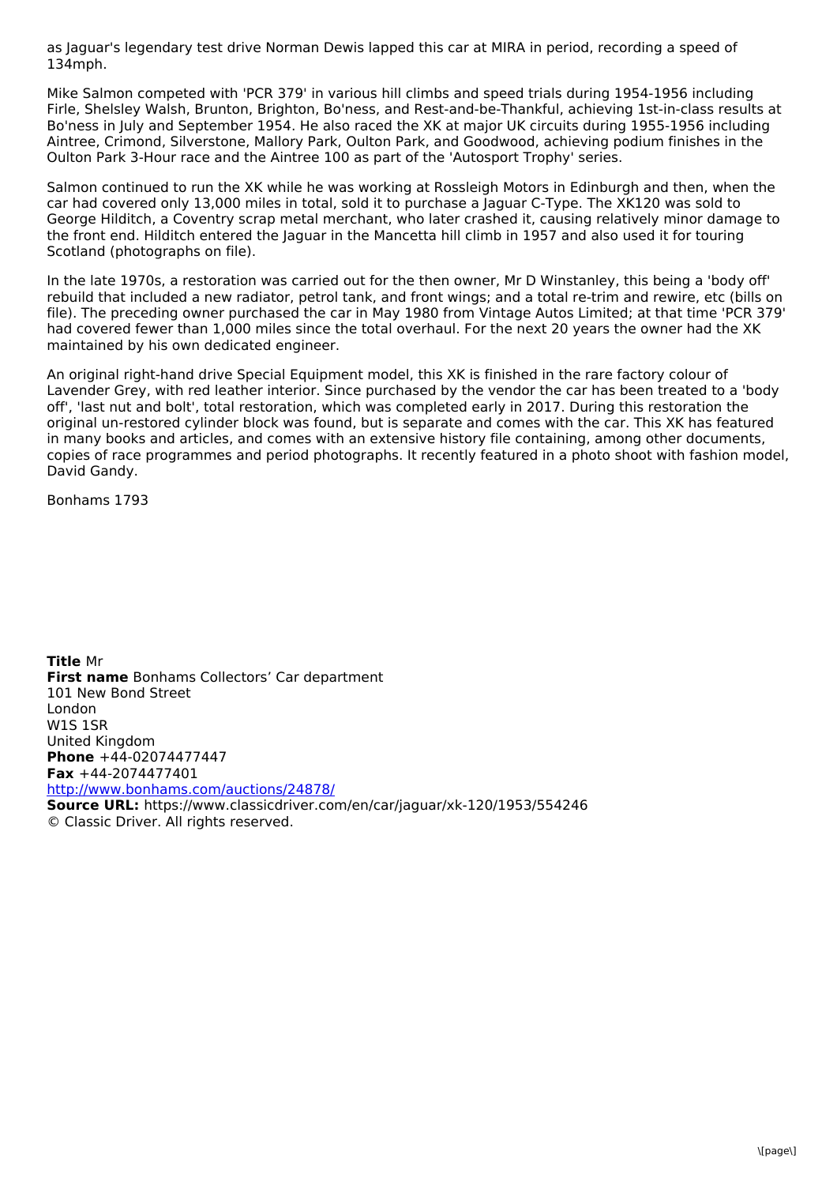as Jaguar's legendary test drive Norman Dewis lapped this car at MIRA in period, recording a speed of 134mph.

Mike Salmon competed with 'PCR 379' in various hill climbs and speed trials during 1954-1956 including Firle, Shelsley Walsh, Brunton, Brighton, Bo'ness, and Rest-and-be-Thankful, achieving 1st-in-class results at Bo'ness in July and September 1954. He also raced the XK at major UK circuits during 1955-1956 including Aintree, Crimond, Silverstone, Mallory Park, Oulton Park, and Goodwood, achieving podium finishes in the Oulton Park 3-Hour race and the Aintree 100 as part of the 'Autosport Trophy' series.

Salmon continued to run the XK while he was working at Rossleigh Motors in Edinburgh and then, when the car had covered only 13,000 miles in total, sold it to purchase a Jaguar C-Type. The XK120 was sold to George Hilditch, a Coventry scrap metal merchant, who later crashed it, causing relatively minor damage to the front end. Hilditch entered the Jaguar in the Mancetta hill climb in 1957 and also used it for touring Scotland (photographs on file).

In the late 1970s, a restoration was carried out for the then owner, Mr D Winstanley, this being a 'body off' rebuild that included a new radiator, petrol tank, and front wings; and a total re-trim and rewire, etc (bills on file). The preceding owner purchased the car in May 1980 from Vintage Autos Limited; at that time 'PCR 379' had covered fewer than 1,000 miles since the total overhaul. For the next 20 years the owner had the XK maintained by his own dedicated engineer.

An original right-hand drive Special Equipment model, this XK is finished in the rare factory colour of Lavender Grey, with red leather interior. Since purchased by the vendor the car has been treated to a 'body off', 'last nut and bolt', total restoration, which was completed early in 2017. During this restoration the original un-restored cylinder block was found, but is separate and comes with the car. This XK has featured in many books and articles, and comes with an extensive history file containing, among other documents, copies of race programmes and period photographs. It recently featured in a photo shoot with fashion model, David Gandy.

Bonhams 1793

**Title** Mr
**First name** Bonhams Collectors' Car department
101 New Bond Street
London
W1S 1SR
United Kingdom
**Phone** +44-02074477447
**Fax** +44-2074477401
http://www.bonhams.com/auctions/24878/
**Source URL:** https://www.classicdriver.com/en/car/jaguar/xk-120/1953/554246
© Classic Driver. All rights reserved.